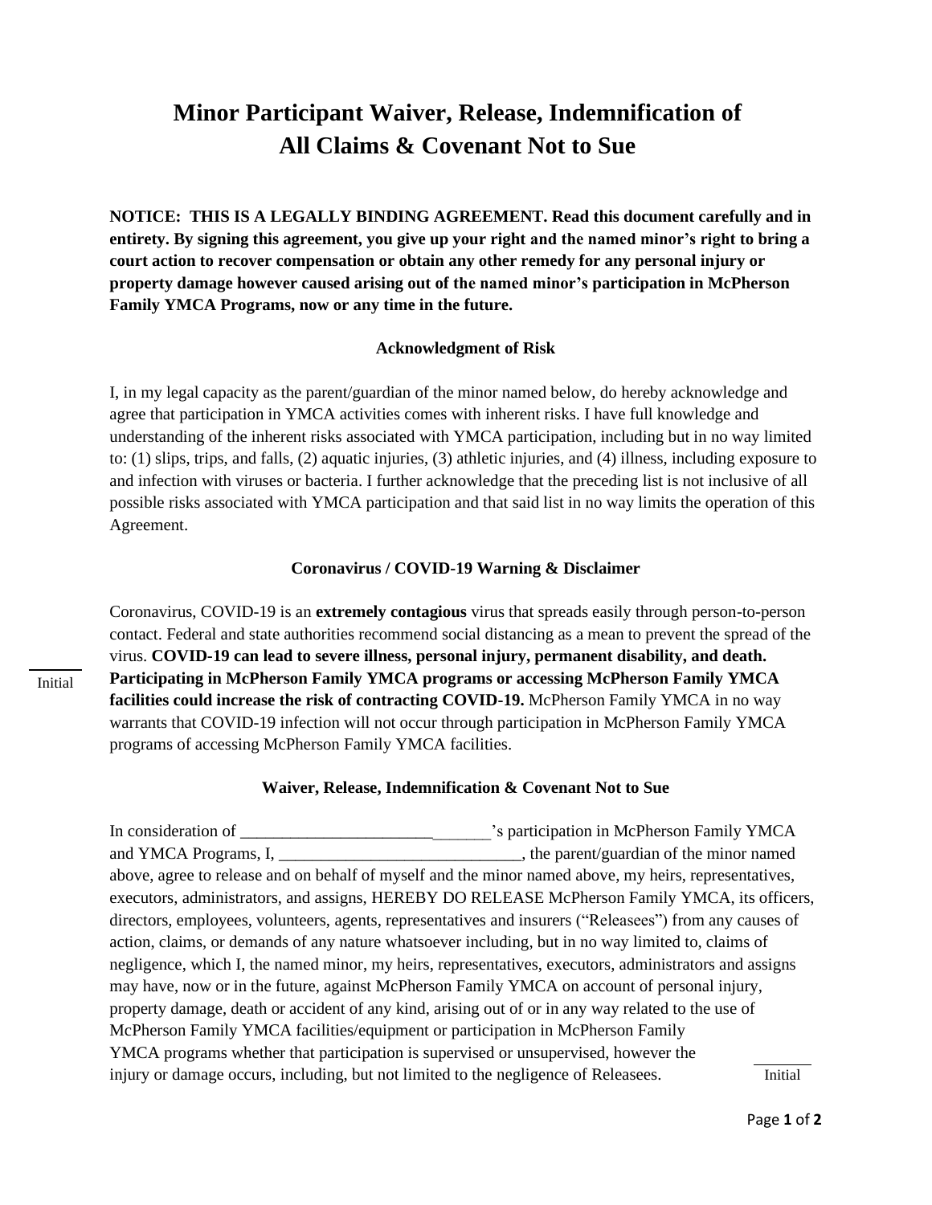# Minor Participant Waiver, Release, Indemnification of All Claims & Covenant Not to Sue

**NOTICE: THIS IS A LEGALLY BINDING AGREEMENT. Read this document carefully and in entirety. By signing this agreement, you give up your right and the named minor's right to bring a court action to recover compensation or obtain any other remedy for any personal injury or property damage however caused arising out of the named minor's participation in McPherson Family YMCA Programs, now or any time in the future.**

### Acknowledgment of Risk

I, in my legal capacity as the parent/guardian of the minor named below, do hereby acknowledge and agree that participation in YMCA activities comes with inherent risks. I have full knowledge and understanding of the inherent risks associated with YMCA participation, including but in no way limited to: (1) slips, trips, and falls, (2) aquatic injuries, (3) athletic injuries, and (4) illness, including exposure to and infection with viruses or bacteria. I further acknowledge that the preceding list is not inclusive of all possible risks associated with YMCA participation and that said list in no way limits the operation of this Agreement.

### Coronavirus / COVID-19 Warning & Disclaimer

Coronavirus, COVID-19 is an **extremely contagious** virus that spreads easily through person-to-person contact. Federal and state authorities recommend social distancing as a mean to prevent the spread of the virus. **COVID-19 can lead to severe illness, personal injury, permanent disability, and death. Participating in McPherson Family YMCA programs or accessing McPherson Family YMCA facilities could increase the risk of contracting COVID-19.** McPherson Family YMCA in no way warrants that COVID-19 infection will not occur through participation in McPherson Family YMCA programs of accessing McPherson Family YMCA facilities.

_______ Initial

### Waiver, Release, Indemnification & Covenant Not to Sue

In consideration of ______________________________'s participation in McPherson Family YMCA and YMCA Programs, I, ______________________________, the parent/guardian of the minor named above, agree to release and on behalf of myself and the minor named above, my heirs, representatives, executors, administrators, and assigns, HEREBY DO RELEASE McPherson Family YMCA, its officers, directors, employees, volunteers, agents, representatives and insurers ("Releasees") from any causes of action, claims, or demands of any nature whatsoever including, but in no way limited to, claims of negligence, which I, the named minor, my heirs, representatives, executors, administrators and assigns may have, now or in the future, against McPherson Family YMCA on account of personal injury, property damage, death or accident of any kind, arising out of or in any way related to the use of McPherson Family YMCA facilities/equipment or participation in McPherson Family YMCA programs whether that participation is supervised or unsupervised, however the injury or damage occurs, including, but not limited to the negligence of Releasees.

_______ Initial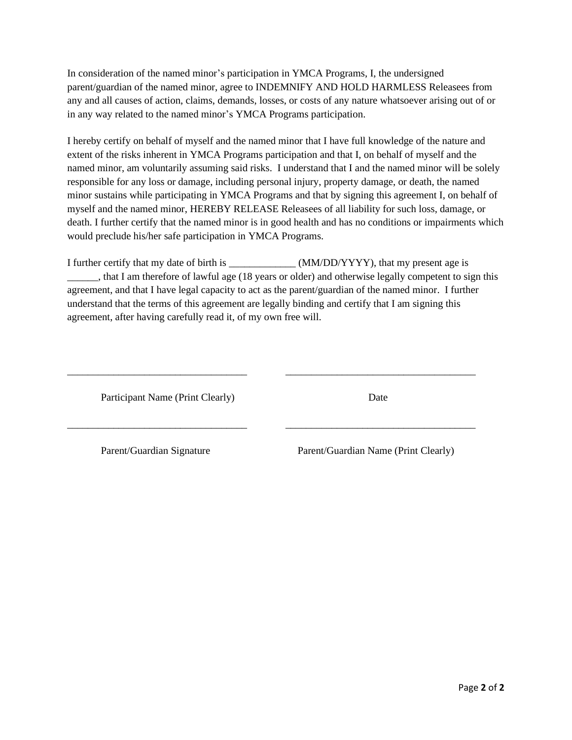In consideration of the named minor's participation in YMCA Programs, I, the undersigned parent/guardian of the named minor, agree to INDEMNIFY AND HOLD HARMLESS Releasees from any and all causes of action, claims, demands, losses, or costs of any nature whatsoever arising out of or in any way related to the named minor's YMCA Programs participation.

I hereby certify on behalf of myself and the named minor that I have full knowledge of the nature and extent of the risks inherent in YMCA Programs participation and that I, on behalf of myself and the named minor, am voluntarily assuming said risks. I understand that I and the named minor will be solely responsible for any loss or damage, including personal injury, property damage, or death, the named minor sustains while participating in YMCA Programs and that by signing this agreement I, on behalf of myself and the named minor, HEREBY RELEASE Releasees of all liability for such loss, damage, or death. I further certify that the named minor is in good health and has no conditions or impairments which would preclude his/her safe participation in YMCA Programs.

I further certify that my date of birth is _____________ (MM/DD/YYYY), that my present age is ______, that I am therefore of lawful age (18 years or older) and otherwise legally competent to sign this agreement, and that I have legal capacity to act as the parent/guardian of the named minor. I further understand that the terms of this agreement are legally binding and certify that I am signing this agreement, after having carefully read it, of my own free will.

___________________________________ ___________________________________

Participant Name (Print Clearly) Date

___________________________________ ___________________________________

Parent/Guardian Signature Parent/Guardian Name (Print Clearly)